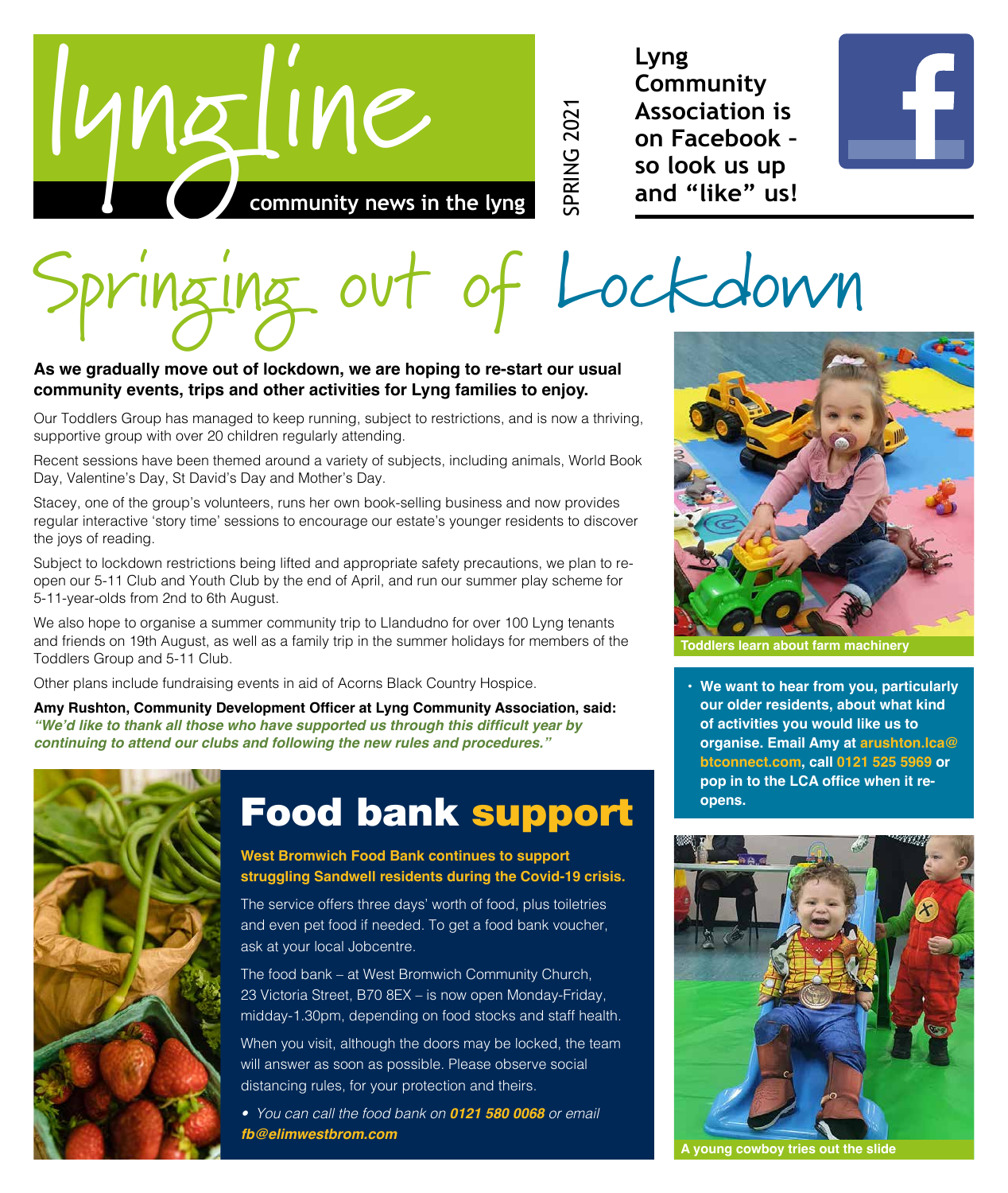# lyngline

**community news in the lyng**

SPRING 2021

**Lyng Community Association is on Facebook – so look us up and "like" us!**

# Springing out of Lockdown

**As we gradually move out of lockdown, we are hoping to re-start our usual community events, trips and other activities for Lyng families to enjoy.**

Our Toddlers Group has managed to keep running, subject to restrictions, and is now a thriving, supportive group with over 20 children regularly attending.

Recent sessions have been themed around a variety of subjects, including animals, World Book Day, Valentine's Day, St David's Day and Mother's Day.

Stacey, one of the group's volunteers, runs her own book-selling business and now provides regular interactive 'story time' sessions to encourage our estate's younger residents to discover the joys of reading.

Subject to lockdown restrictions being lifted and appropriate safety precautions, we plan to re-open our 5-11 Club and Youth Club by the end of April, and run our summer play scheme for 5-11-year-olds from 2nd to 6th August.

We also hope to organise a summer community trip to Llandudno for over 100 Lyng tenants and friends on 19th August, as well as a family trip in the summer holidays for members of the Toddlers Group and 5-11 Club.

Other plans include fundraising events in aid of Acorns Black Country Hospice.

**Amy Rushton, Community Development Officer at Lyng Community Association, said:** ***"We'd like to thank all those who supported us through this difficult year by continuing to attend our clubs and following the new rules and procedures."***

Toddlers learn about farm machinery

- **We want to hear from you, particularly our older residents, about what kind of activities you would like us to organise. Email Amy at arushton.lca@btconnect.com, call 0121 525 5969 or pop in to the LCA office when it re-opens.**

A young cowboy tries out the slide

## Food bank support

**West Bromwich Food Bank continues to support struggling Sandwell residents during the Covid-19 crisis.**

The service offers three days' worth of food, plus toiletries and even pet food if needed. To get a food bank voucher, ask at your local Jobcentre.

The food bank – at West Bromwich Community Church, 23 Victoria Street, B70 8EX – is now open Monday-Friday, midday-1.30pm, depending on food stocks and staff health.

When you visit, although the doors may be locked, the team will answer as soon as possible. Please observe social distancing rules, for your protection and theirs.

- *You can call the food bank on **0121 580 0068** or email **fb@elimwestbrom.com***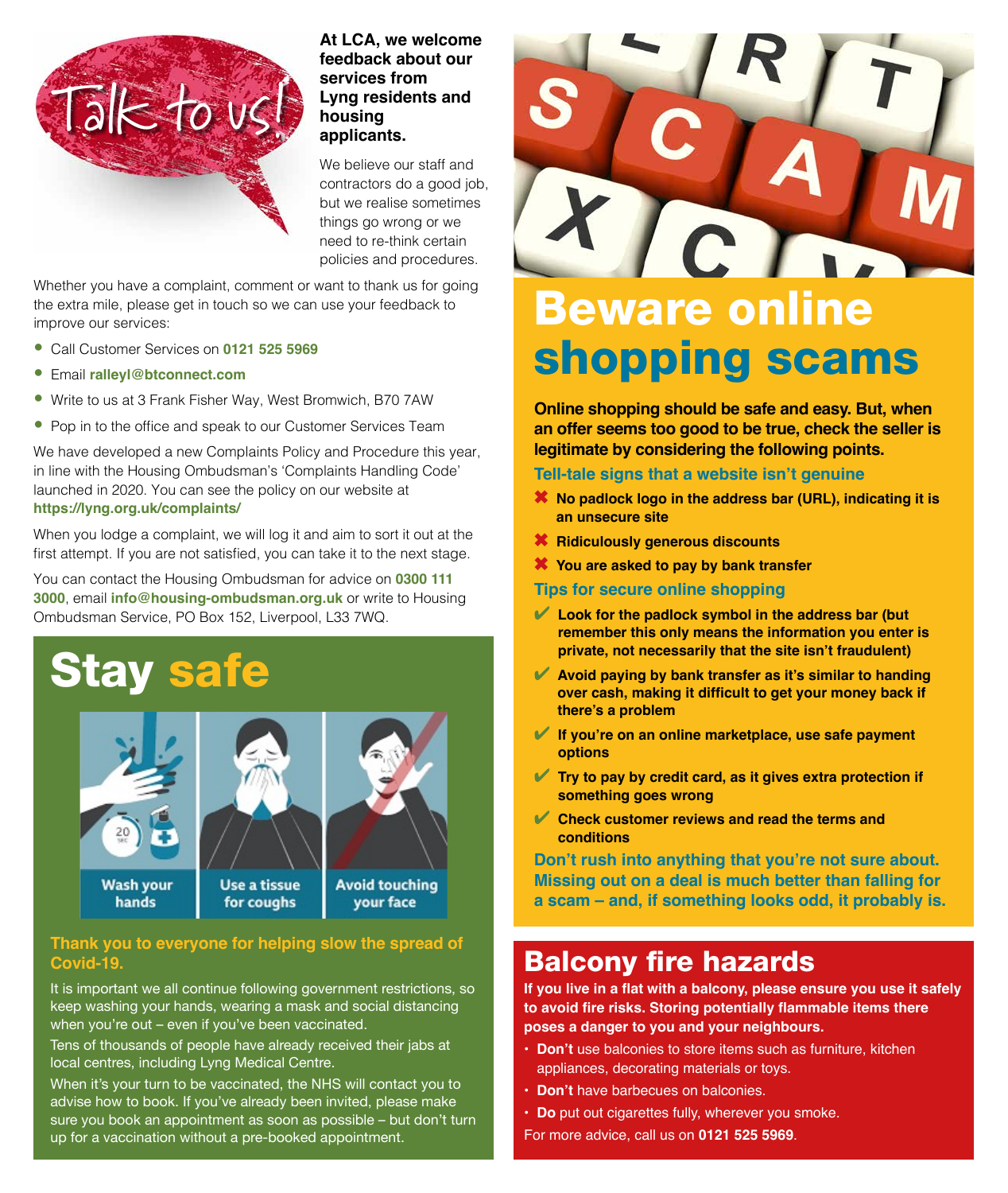## Talk to us!

**At LCA, we welcome feedback about our services from Lyng residents and housing applicants.**

We believe our staff and contractors do a good job, but we realise sometimes things go wrong or we need to re-think certain policies and procedures.

Whether you have a complaint, comment or want to thank us for going the extra mile, please get in touch so we can use your feedback to improve our services:

- Call Customer Services on **0121 525 5969**
- Email **ralleyl@btconnect.com**
- Write to us at 3 Frank Fisher Way, West Bromwich, B70 7AW
- Pop in to the office and speak to our Customer Services Team

We have developed a new Complaints Policy and Procedure this year, in line with the Housing Ombudsman's 'Complaints Handling Code' launched in 2020. You can see the policy on our website at **https://lyng.org.uk/complaints/**

When you lodge a complaint, we will log it and aim to sort it out at the first attempt. If you are not satisfied, you can take it to the next stage.

You can contact the Housing Ombudsman for advice on **0300 111 3000**, email **info@housing-ombudsman.org.uk** or write to Housing Ombudsman Service, PO Box 152, Liverpool, L33 7WQ.

## Stay safe

Wash your hands | Use a tissue for coughs | Avoid touching your face

**Thank you to everyone for helping slow the spread of Covid-19.**

It is important we all continue following government restrictions, so keep washing your hands, wearing a mask and social distancing when you're out – even if you've been vaccinated.

Tens of thousands of people have already received their jabs at local centres, including Lyng Medical Centre.

When it's your turn to be vaccinated, the NHS will contact you to advise how to book. If you've already been invited, please make sure you book an appointment as soon as possible – but don't turn up for a vaccination without a pre-booked appointment.

## Beware online shopping scams

**Online shopping should be safe and easy. But, when an offer seems too good to be true, check the seller is legitimate by considering the following points.**

### Tell-tale signs that a website isn't genuine

- ✖ **No padlock logo in the address bar (URL), indicating it is an unsecure site**
- ✖ **Ridiculously generous discounts**
- ✖ **You are asked to pay by bank transfer**

### Tips for secure online shopping

- ✔ **Look for the padlock symbol in the address bar (but remember this only means the information you enter is private, not necessarily that the site isn't fraudulent)**
- ✔ **Avoid paying by bank transfer as it's similar to handing over cash, making it difficult to get your money back if there's a problem**
- ✔ **If you're on an online marketplace, use safe payment options**
- ✔ **Try to pay by credit card, as it gives extra protection if something goes wrong**
- ✔ **Check customer reviews and read the terms and conditions**

**Don't rush into anything that you're not sure about. Missing out on a deal is much better than falling for a scam – and, if something looks odd, it probably is.**

## Balcony fire hazards

**If you live in a flat with a balcony, please ensure you use it safely to avoid fire risks. Storing potentially flammable items there poses a danger to you and your neighbours.**

- **Don't** use balconies to store items such as furniture, kitchen appliances, decorating materials or toys.
- **Don't** have barbecues on balconies.
- **Do** put out cigarettes fully, wherever you smoke.

For more advice, call us on **0121 525 5969**.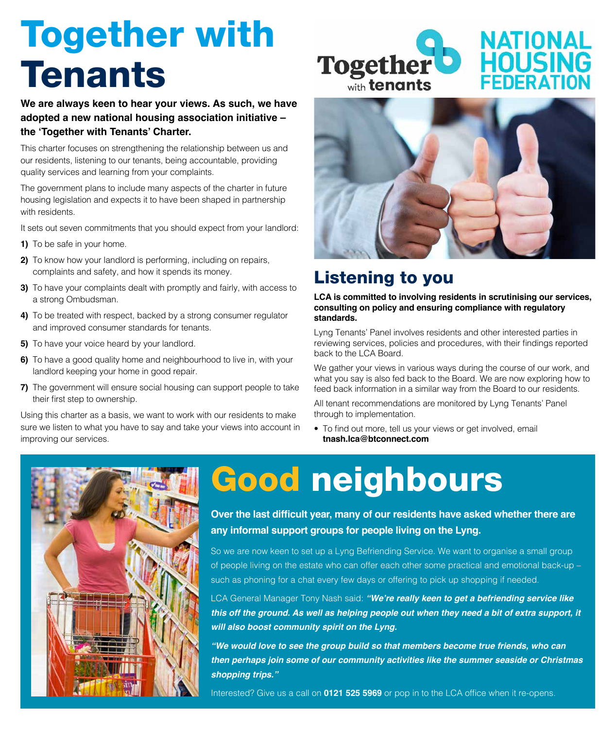# Together with Tenants

**We are always keen to hear your views. As such, we have adopted a new national housing association initiative – the 'Together with Tenants' Charter.**

This charter focuses on strengthening the relationship between us and our residents, listening to our tenants, being accountable, providing quality services and learning from your complaints.

The government plans to include many aspects of the charter in future housing legislation and expects it to have been shaped in partnership with residents.

It sets out seven commitments that you should expect from your landlord:

1) To be safe in your home.
2) To know how your landlord is performing, including on repairs, complaints and safety, and how it spends its money.
3) To have your complaints dealt with promptly and fairly, with access to a strong Ombudsman.
4) To be treated with respect, backed by a strong consumer regulator and improved consumer standards for tenants.
5) To have your voice heard by your landlord.
6) To have a good quality home and neighbourhood to live in, with your landlord keeping your home in good repair.
7) The government will ensure social housing can support people to take their first step to ownership.

Using this charter as a basis, we want to work with our residents to make sure we listen to what you have to say and take your views into account in improving our services.

Together with tenants — NATIONAL HOUSING FEDERATION

## Listening to you

**LCA is committed to involving residents in scrutinising our services, consulting on policy and ensuring compliance with regulatory standards.**

Lyng Tenants' Panel involves residents and other interested parties in reviewing services, policies and procedures, with their findings reported back to the LCA Board.

We gather your views in various ways during the course of our work, and what you say is also fed back to the Board. We are now exploring how to feed back information in a similar way from the Board to our residents.

All tenant recommendations are monitored by Lyng Tenants' Panel through to implementation.

- To find out more, tell us your views or get involved, email **tnash.lca@btconnect.com**

# Good neighbours

**Over the last difficult year, many of our residents have asked whether there are any informal support groups for people living on the Lyng.**

So we are now keen to set up a Lyng Befriending Service. We want to organise a small group of people living on the estate who can offer each other some practical and emotional back-up – such as phoning for a chat every few days or offering to pick up shopping if needed.

LCA General Manager Tony Nash said: ***"We're really keen to get a befriending service like this off the ground. As well as helping people out when they need a bit of extra support, it will also boost community spirit on the Lyng.***

***"We would love to see the group build so that members become true friends, who can then perhaps join some of our community activities like the summer seaside or Christmas shopping trips."***

Interested? Give us a call on **0121 525 5969** or pop in to the LCA office when it re-opens.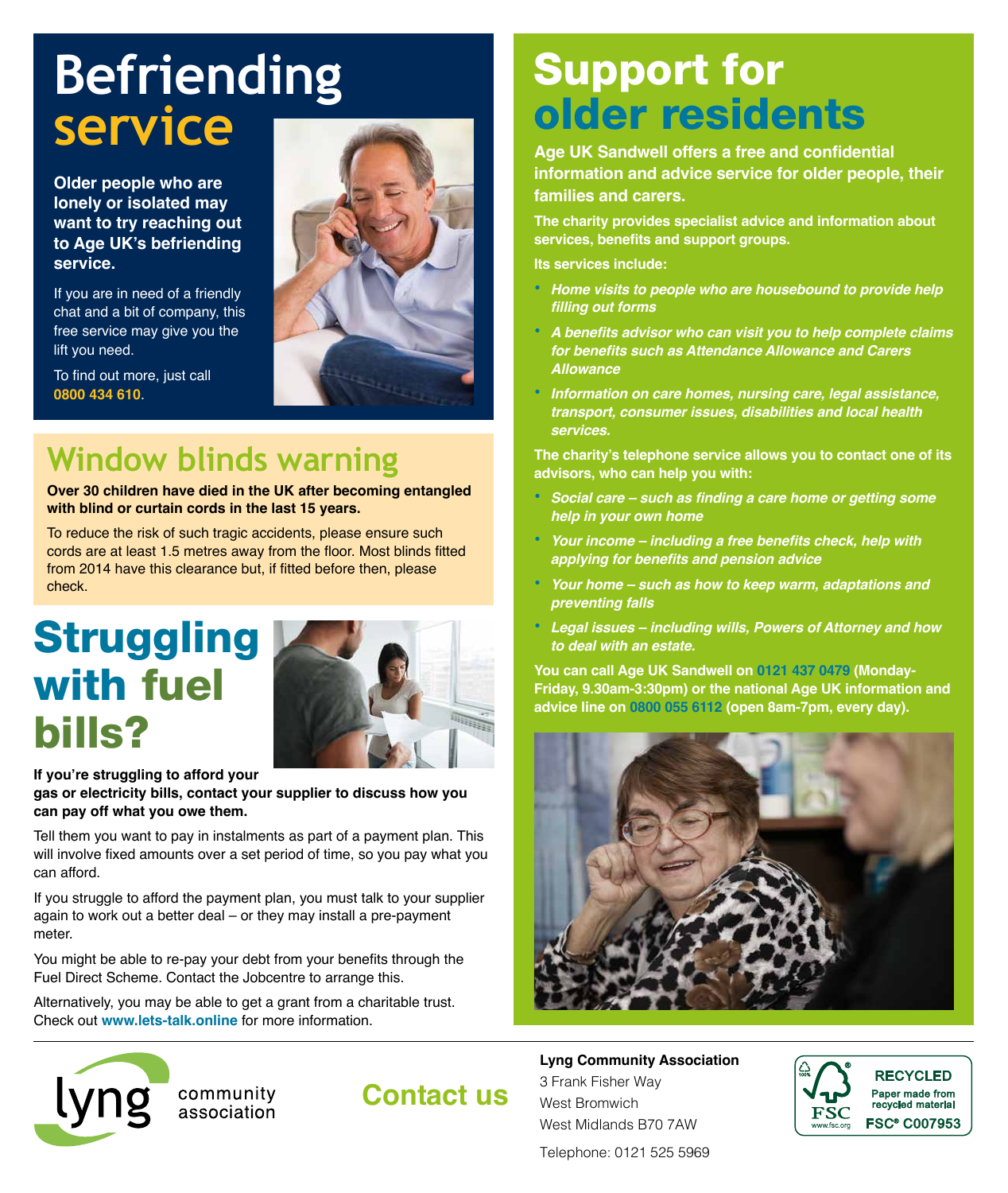# Befriending service

**Older people who are lonely or isolated may want to try reaching out to Age UK's befriending service.**

If you are in need of a friendly chat and a bit of company, this free service may give you the lift you need.

To find out more, just call **0800 434 610**.

## Window blinds warning

**Over 30 children have died in the UK after becoming entangled with blind or curtain cords in the last 15 years.**

To reduce the risk of such tragic accidents, please ensure such cords are at least 1.5 metres away from the floor. Most blinds fitted from 2014 have this clearance but, if fitted before then, please check.

# Struggling with fuel bills?

**If you're struggling to afford your gas or electricity bills, contact your supplier to discuss how you can pay off what you owe them.**

Tell them you want to pay in instalments as part of a payment plan. This will involve fixed amounts over a set period of time, so you pay what you can afford.

If you struggle to afford the payment plan, you must talk to your supplier again to work out a better deal – or they may install a pre-payment meter.

You might be able to re-pay your debt from your benefits through the Fuel Direct Scheme. Contact the Jobcentre to arrange this.

Alternatively, you may be able to get a grant from a charitable trust. Check out **www.lets-talk.online** for more information.

# Support for older residents

**Age UK Sandwell offers a free and confidential information and advice service for older people, their families and carers.**

**The charity provides specialist advice and information about services, benefits and support groups.**

**Its services include:**

- ***Home visits to people who are housebound to provide help filling out forms***
- ***A benefits advisor who can visit you to help complete claims for benefits such as Attendance Allowance and Carers Allowance***
- ***Information on care homes, nursing care, legal assistance, transport, consumer issues, disabilities and local health services.***

**The charity's telephone service allows you to contact one of its advisors, who can help you with:**

- ***Social care – such as finding a care home or getting some help in your own home***
- ***Your income – including a free benefits check, help with applying for benefits and pension advice***
- ***Your home – such as how to keep warm, adaptations and preventing falls***
- ***Legal issues – including wills, Powers of Attorney and how to deal with an estate.***

**You can call Age UK Sandwell on 0121 437 0479 (Monday-Friday, 9.30am-3:30pm) or the national Age UK information and advice line on 0800 055 6112 (open 8am-7pm, every day).**

lyng community association

## Contact us

**Lyng Community Association**
3 Frank Fisher Way
West Bromwich
West Midlands B70 7AW

Telephone: 0121 525 5969

FSC www.fsc.org
RECYCLED
Paper made from recycled material
FSC® C007953